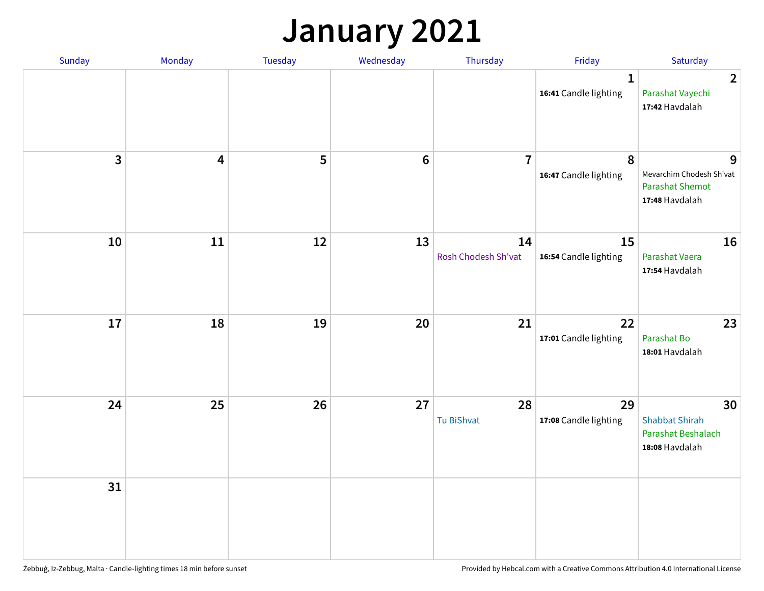# January 2021

| Sunday | Monday | Tuesday | Wednesday | Thursday | Friday | Saturday |
|---|---|---|---|---|---|---|
| | | | | | 1<br>**16:41** Candle lighting | 2<br>Parashat Vayechi<br>**17:42** Havdalah |
| 3 | 4 | 5 | 6 | 7 | 8<br>**16:47** Candle lighting | 9<br>Mevarchim Chodesh Sh'vat<br>Parashat Shemot<br>**17:48** Havdalah |
| 10 | 11 | 12 | 13 | 14<br>Rosh Chodesh Sh'vat | 15<br>**16:54** Candle lighting | 16<br>Parashat Vaera<br>**17:54** Havdalah |
| 17 | 18 | 19 | 20 | 21 | 22<br>**17:01** Candle lighting | 23<br>Parashat Bo<br>**18:01** Havdalah |
| 24 | 25 | 26 | 27 | 28<br>Tu BiShvat | 29<br>**17:08** Candle lighting | 30<br>Shabbat Shirah<br>Parashat Beshalach<br>**18:08** Havdalah |
| 31 | | | | | | |

Żebbuġ, Iz-Zebbug, Malta · Candle-lighting times 18 min before sunset

Provided by Hebcal.com with a Creative Commons Attribution 4.0 International License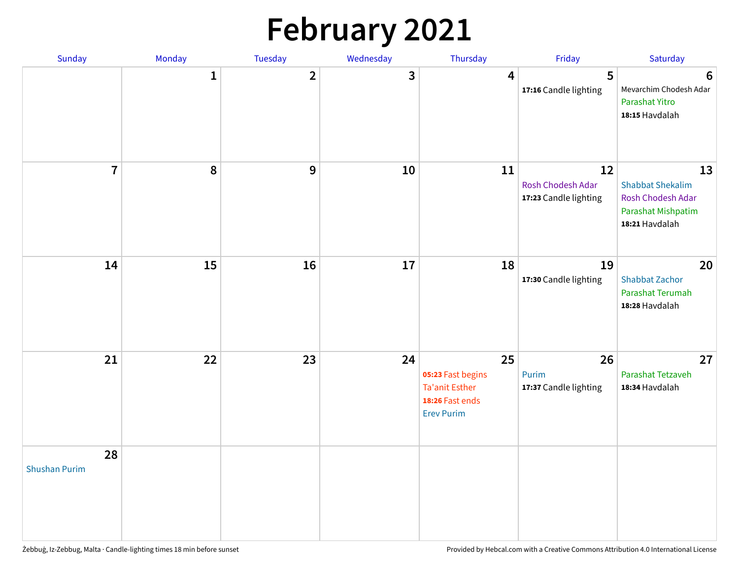# February 2021

| Sunday | Monday | Tuesday | Wednesday | Thursday | Friday | Saturday |
|---|---|---|---|---|---|---|
| | 1 | 2 | 3 | 4 | 5<br>**17:16** Candle lighting | 6<br>Mevarchim Chodesh Adar<br>Parashat Yitro<br>**18:15** Havdalah |
| 7 | 8 | 9 | 10 | 11 | 12<br>Rosh Chodesh Adar<br>**17:23** Candle lighting | 13<br>Shabbat Shekalim<br>Rosh Chodesh Adar<br>Parashat Mishpatim<br>**18:21** Havdalah |
| 14 | 15 | 16 | 17 | 18 | 19<br>**17:30** Candle lighting | 20<br>Shabbat Zachor<br>Parashat Terumah<br>**18:28** Havdalah |
| 21 | 22 | 23 | 24 | 25<br>**05:23** Fast begins<br>Ta'anit Esther<br>**18:26** Fast ends<br>Erev Purim | 26<br>Purim<br>**17:37** Candle lighting | 27<br>Parashat Tetzaveh<br>**18:34** Havdalah |
| 28<br>Shushan Purim | | | | | | |

Żebbuġ, Iz-Zebbug, Malta · Candle-lighting times 18 min before sunset

Provided by Hebcal.com with a Creative Commons Attribution 4.0 International License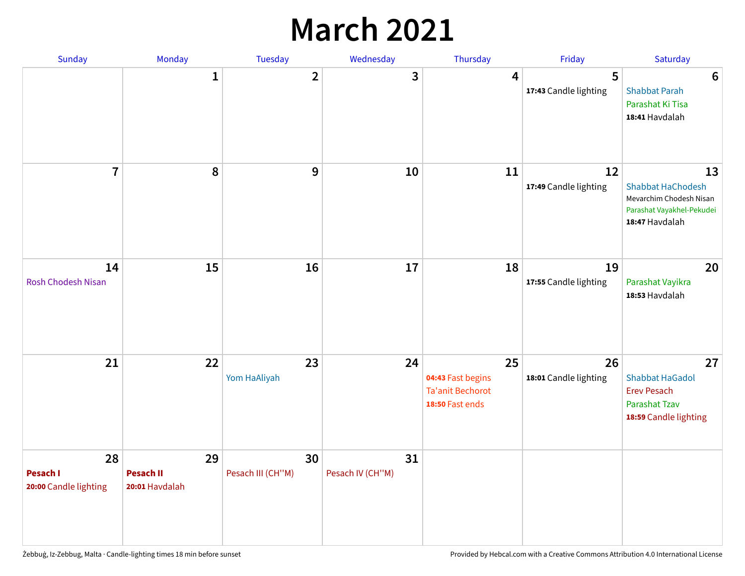# March 2021

| Sunday | Monday | Tuesday | Wednesday | Thursday | Friday | Saturday |
|---|---|---|---|---|---|---|
| | 1 | 2 | 3 | 4 | 5<br>**17:43** Candle lighting | 6<br>Shabbat Parah<br>Parashat Ki Tisa<br>**18:41** Havdalah |
| 7 | 8 | 9 | 10 | 11 | 12<br>**17:49** Candle lighting | 13<br>Shabbat HaChodesh<br>Mevarchim Chodesh Nisan<br>Parashat Vayakhel-Pekudei<br>**18:47** Havdalah |
| 14<br>Rosh Chodesh Nisan | 15 | 16 | 17 | 18 | 19<br>**17:55** Candle lighting | 20<br>Parashat Vayikra<br>**18:53** Havdalah |
| 21 | 22 | 23<br>Yom HaAliyah | 24 | 25<br>**04:43** Fast begins<br>Ta'anit Bechorot<br>**18:50** Fast ends | 26<br>**18:01** Candle lighting | 27<br>Shabbat HaGadol<br>Erev Pesach<br>Parashat Tzav<br>**18:59** Candle lighting |
| 28<br>**Pesach I**<br>**20:00** Candle lighting | 29<br>**Pesach II**<br>**20:01** Havdalah | 30<br>Pesach III (CH''M) | 31<br>Pesach IV (CH''M) | | | |

Żebbuġ, Iz-Zebbug, Malta · Candle-lighting times 18 min before sunset

Provided by Hebcal.com with a Creative Commons Attribution 4.0 International License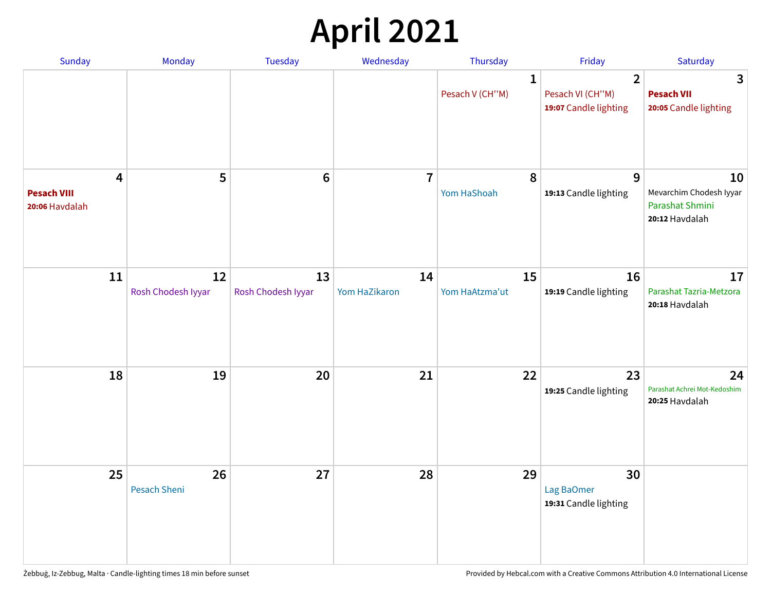# April 2021

| Sunday | Monday | Tuesday | Wednesday | Thursday | Friday | Saturday |
|---|---|---|---|---|---|---|
| | | | | **1** Pesach V (CH''M) | **2** Pesach VI (CH''M) **19:07** Candle lighting | **3** **Pesach VII** **20:05** Candle lighting |
| **4** **Pesach VIII** **20:06** Havdalah | **5** | **6** | **7** | **8** Yom HaShoah | **9** **19:13** Candle lighting | **10** Mevarchim Chodesh Iyyar Parashat Shmini **20:12** Havdalah |
| **11** | **12** Rosh Chodesh Iyyar | **13** Rosh Chodesh Iyyar | **14** Yom HaZikaron | **15** Yom HaAtzma'ut | **16** **19:19** Candle lighting | **17** Parashat Tazria-Metzora **20:18** Havdalah |
| **18** | **19** | **20** | **21** | **22** | **23** **19:25** Candle lighting | **24** Parashat Achrei Mot-Kedoshim **20:25** Havdalah |
| **25** | **26** Pesach Sheni | **27** | **28** | **29** | **30** Lag BaOmer **19:31** Candle lighting | |

Żebbuġ, Iz-Zebbug, Malta · Candle-lighting times 18 min before sunset

Provided by Hebcal.com with a Creative Commons Attribution 4.0 International License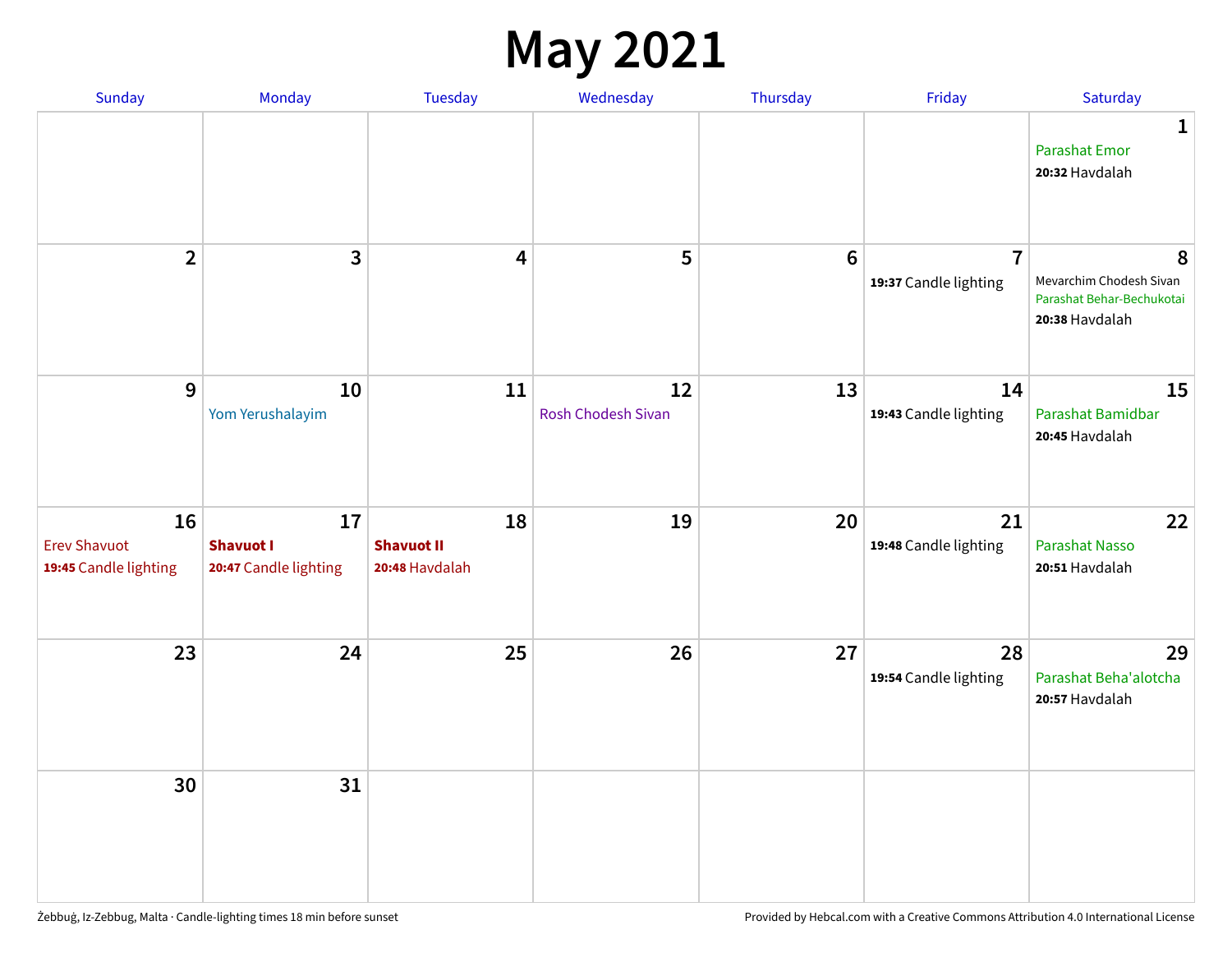# May 2021

| Sunday | Monday | Tuesday | Wednesday | Thursday | Friday | Saturday |
|---|---|---|---|---|---|---|
| | | | | | | 1<br>Parashat Emor<br>**20:32** Havdalah |
| 2 | 3 | 4 | 5 | 6 | 7<br>**19:37** Candle lighting | 8<br>Mevarchim Chodesh Sivan<br>Parashat Behar-Bechukotai<br>**20:38** Havdalah |
| 9 | 10<br>Yom Yerushalayim | 11 | 12<br>Rosh Chodesh Sivan | 13 | 14<br>**19:43** Candle lighting | 15<br>Parashat Bamidbar<br>**20:45** Havdalah |
| 16<br>Erev Shavuot<br>**19:45** Candle lighting | 17<br>**Shavuot I**<br>**20:47** Candle lighting | 18<br>**Shavuot II**<br>**20:48** Havdalah | 19 | 20 | 21<br>**19:48** Candle lighting | 22<br>Parashat Nasso<br>**20:51** Havdalah |
| 23 | 24 | 25 | 26 | 27 | 28<br>**19:54** Candle lighting | 29<br>Parashat Beha'alotcha<br>**20:57** Havdalah |
| 30 | 31 | | | | | |

Żebbuġ, Iz-Zebbug, Malta · Candle-lighting times 18 min before sunset

Provided by Hebcal.com with a Creative Commons Attribution 4.0 International License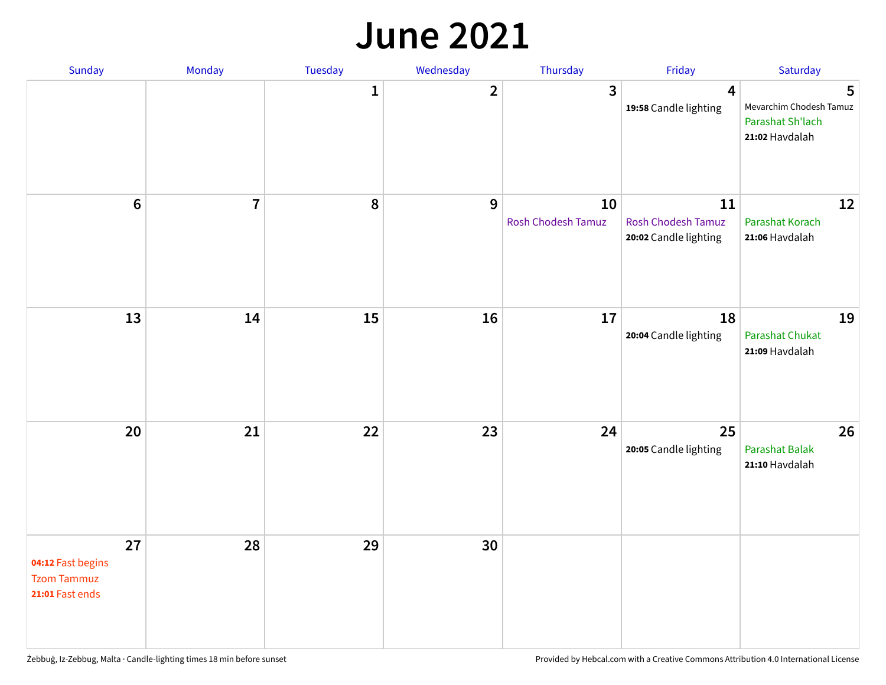# June 2021

| Sunday | Monday | Tuesday | Wednesday | Thursday | Friday | Saturday |
|---|---|---|---|---|---|---|
| | | 1 | 2 | 3 | 4<br>**19:58** Candle lighting | 5<br>Mevarchim Chodesh Tamuz<br>Parashat Sh'lach<br>**21:02** Havdalah |
| 6 | 7 | 8 | 9 | 10<br>Rosh Chodesh Tamuz | 11<br>Rosh Chodesh Tamuz<br>**20:02** Candle lighting | 12<br>Parashat Korach<br>**21:06** Havdalah |
| 13 | 14 | 15 | 16 | 17 | 18<br>**20:04** Candle lighting | 19<br>Parashat Chukat<br>**21:09** Havdalah |
| 20 | 21 | 22 | 23 | 24 | 25<br>**20:05** Candle lighting | 26<br>Parashat Balak<br>**21:10** Havdalah |
| 27<br>**04:12** Fast begins<br>Tzom Tammuz<br>**21:01** Fast ends | 28 | 29 | 30 | | | |

Żebbuġ, Iz-Zebbug, Malta · Candle-lighting times 18 min before sunset

Provided by Hebcal.com with a Creative Commons Attribution 4.0 International License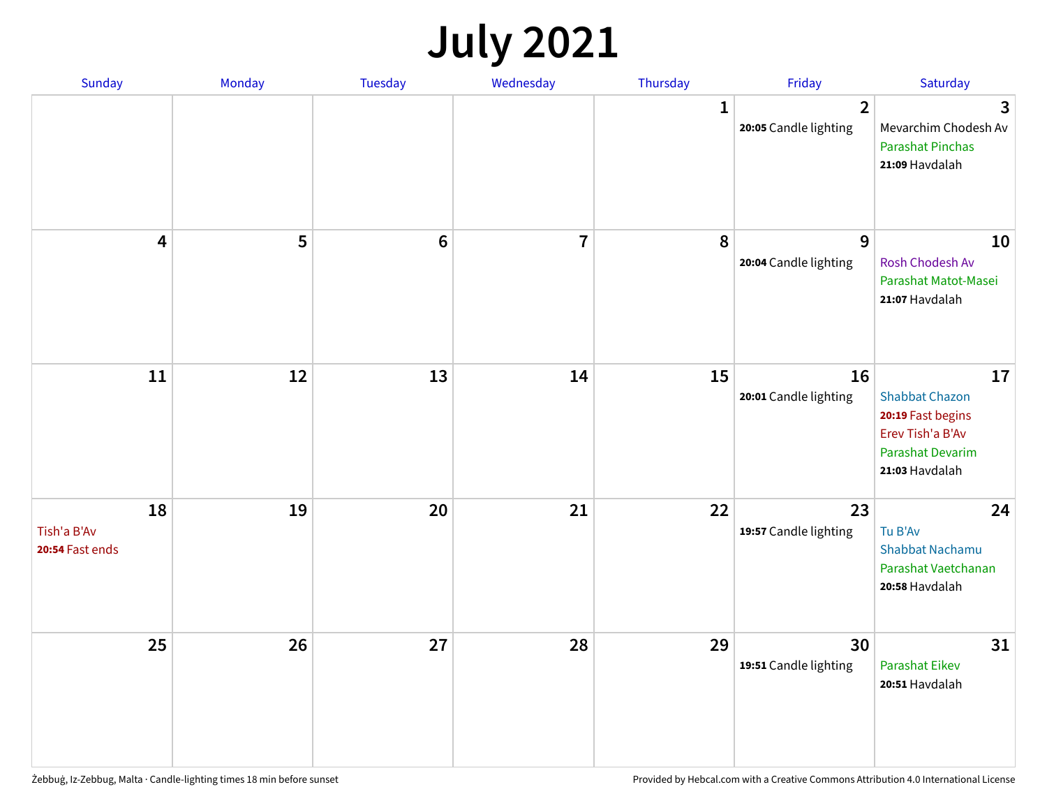# July 2021

| Sunday | Monday | Tuesday | Wednesday | Thursday | Friday | Saturday |
|---|---|---|---|---|---|---|
| | | | | 1 | 2<br>**20:05** Candle lighting | 3<br>Mevarchim Chodesh Av<br>Parashat Pinchas<br>**21:09** Havdalah |
| 4 | 5 | 6 | 7 | 8 | 9<br>**20:04** Candle lighting | 10<br>Rosh Chodesh Av<br>Parashat Matot-Masei<br>**21:07** Havdalah |
| 11 | 12 | 13 | 14 | 15 | 16<br>**20:01** Candle lighting | 17<br>Shabbat Chazon<br>**20:19** Fast begins<br>Erev Tish'a B'Av<br>Parashat Devarim<br>**21:03** Havdalah |
| 18<br>Tish'a B'Av<br>**20:54** Fast ends | 19 | 20 | 21 | 22 | 23<br>**19:57** Candle lighting | 24<br>Tu B'Av<br>Shabbat Nachamu<br>Parashat Vaetchanan<br>**20:58** Havdalah |
| 25 | 26 | 27 | 28 | 29 | 30<br>**19:51** Candle lighting | 31<br>Parashat Eikev<br>**20:51** Havdalah |

Żebbuġ, Iz-Zebbug, Malta · Candle-lighting times 18 min before sunset

Provided by Hebcal.com with a Creative Commons Attribution 4.0 International License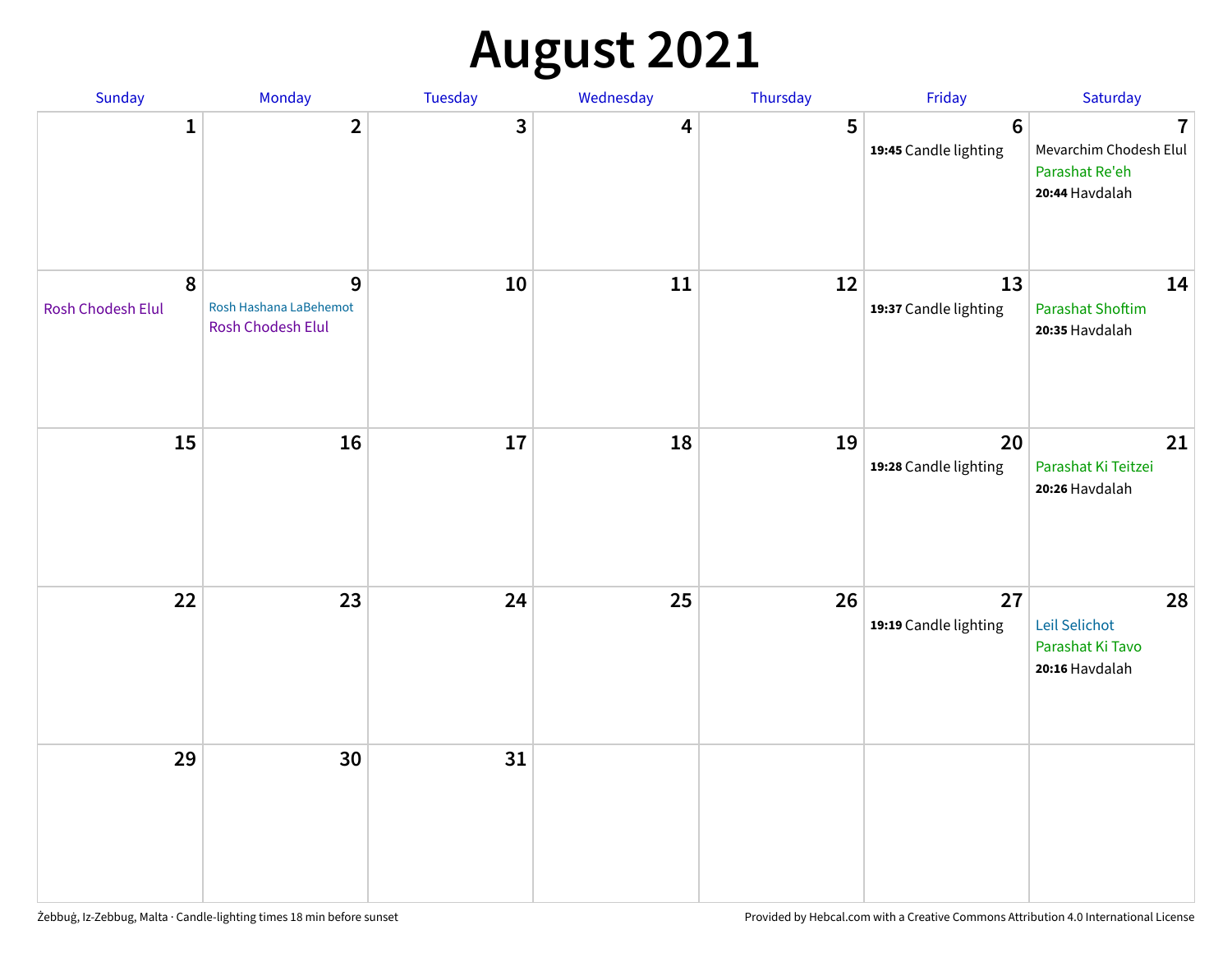# August 2021

| Sunday | Monday | Tuesday | Wednesday | Thursday | Friday | Saturday |
|---|---|---|---|---|---|---|
| 1 | 2 | 3 | 4 | 5 | 6<br>**19:45** Candle lighting | 7<br>Mevarchim Chodesh Elul<br>Parashat Re'eh<br>**20:44** Havdalah |
| 8<br>Rosh Chodesh Elul | 9<br>Rosh Hashana LaBehemot<br>Rosh Chodesh Elul | 10 | 11 | 12 | 13<br>**19:37** Candle lighting | 14<br>Parashat Shoftim<br>**20:35** Havdalah |
| 15 | 16 | 17 | 18 | 19 | 20<br>**19:28** Candle lighting | 21<br>Parashat Ki Teitzei<br>**20:26** Havdalah |
| 22 | 23 | 24 | 25 | 26 | 27<br>**19:19** Candle lighting | 28<br>Leil Selichot<br>Parashat Ki Tavo<br>**20:16** Havdalah |
| 29 | 30 | 31 | | | | |

Żebbuġ, Iz-Zebbug, Malta · Candle-lighting times 18 min before sunset

Provided by Hebcal.com with a Creative Commons Attribution 4.0 International License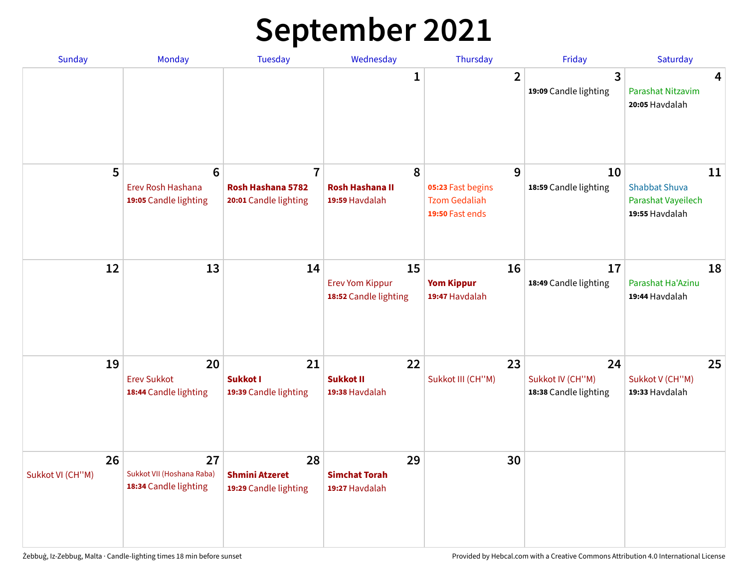# September 2021

| Sunday | Monday | Tuesday | Wednesday | Thursday | Friday | Saturday |
|---|---|---|---|---|---|---|
| | | | 1 | 2 | 3<br>**19:09** Candle lighting | 4<br>Parashat Nitzavim<br>**20:05** Havdalah |
| 5 | 6<br>Erev Rosh Hashana<br>**19:05** Candle lighting | 7<br>**Rosh Hashana 5782**<br>**20:01** Candle lighting | 8<br>**Rosh Hashana II**<br>**19:59** Havdalah | 9<br>**05:23** Fast begins<br>Tzom Gedaliah<br>**19:50** Fast ends | 10<br>**18:59** Candle lighting | 11<br>Shabbat Shuva<br>Parashat Vayeilech<br>**19:55** Havdalah |
| 12 | 13 | 14 | 15<br>Erev Yom Kippur<br>**18:52** Candle lighting | 16<br>**Yom Kippur**<br>**19:47** Havdalah | 17<br>**18:49** Candle lighting | 18<br>Parashat Ha'Azinu<br>**19:44** Havdalah |
| 19 | 20<br>Erev Sukkot<br>**18:44** Candle lighting | 21<br>**Sukkot I**<br>**19:39** Candle lighting | 22<br>**Sukkot II**<br>**19:38** Havdalah | 23<br>Sukkot III (CH''M) | 24<br>Sukkot IV (CH''M)<br>**18:38** Candle lighting | 25<br>Sukkot V (CH''M)<br>**19:33** Havdalah |
| 26<br>Sukkot VI (CH''M) | 27<br>Sukkot VII (Hoshana Raba)<br>**18:34** Candle lighting | 28<br>**Shmini Atzeret**<br>**19:29** Candle lighting | 29<br>**Simchat Torah**<br>**19:27** Havdalah | 30 | | |

Żebbuġ, Iz-Zebbug, Malta · Candle-lighting times 18 min before sunset

Provided by Hebcal.com with a Creative Commons Attribution 4.0 International License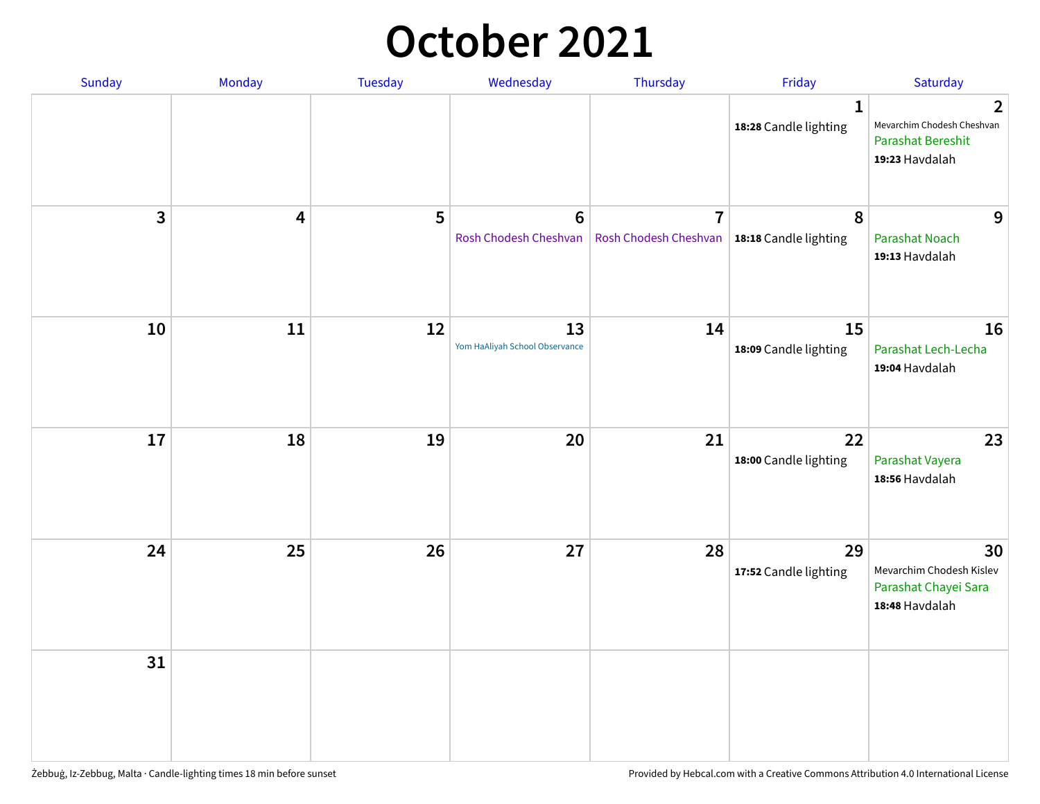# October 2021

| Sunday | Monday | Tuesday | Wednesday | Thursday | Friday | Saturday |
|---|---|---|---|---|---|---|
| | | | | | 1<br>**18:28** Candle lighting | 2<br>Mevarchim Chodesh Cheshvan<br>Parashat Bereshit<br>**19:23** Havdalah |
| 3 | 4 | 5 | 6<br>Rosh Chodesh Cheshvan | 7<br>Rosh Chodesh Cheshvan | 8<br>**18:18** Candle lighting | 9<br>Parashat Noach<br>**19:13** Havdalah |
| 10 | 11 | 12 | 13<br>Yom HaAliyah School Observance | 14 | 15<br>**18:09** Candle lighting | 16<br>Parashat Lech-Lecha<br>**19:04** Havdalah |
| 17 | 18 | 19 | 20 | 21 | 22<br>**18:00** Candle lighting | 23<br>Parashat Vayera<br>**18:56** Havdalah |
| 24 | 25 | 26 | 27 | 28 | 29<br>**17:52** Candle lighting | 30<br>Mevarchim Chodesh Kislev<br>Parashat Chayei Sara<br>**18:48** Havdalah |
| 31 | | | | | | |

Żebbuġ, Iz-Zebbug, Malta · Candle-lighting times 18 min before sunset

Provided by Hebcal.com with a Creative Commons Attribution 4.0 International License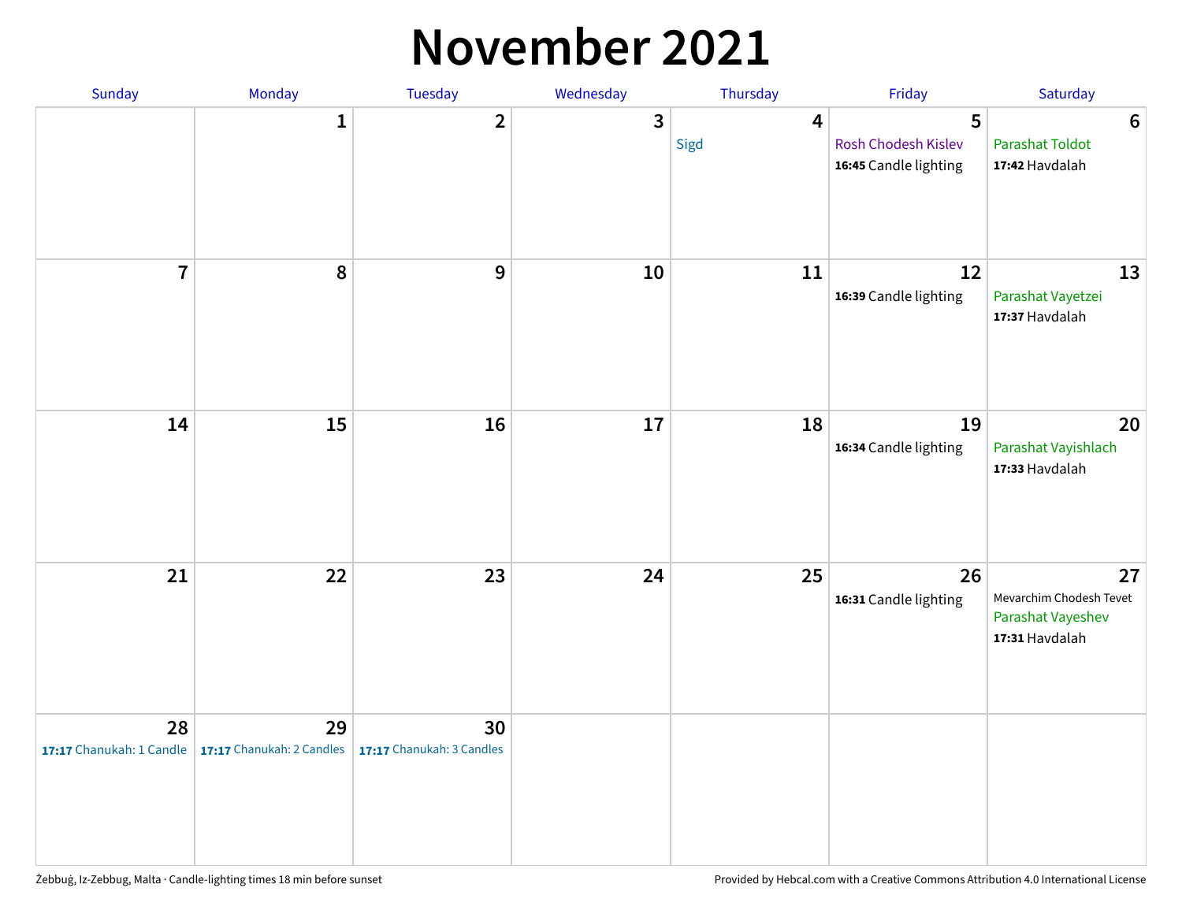# November 2021

| Sunday | Monday | Tuesday | Wednesday | Thursday | Friday | Saturday |
|---|---|---|---|---|---|---|
| | 1 | 2 | 3 | 4<br>Sigd | 5<br>Rosh Chodesh Kislev<br>**16:45** Candle lighting | 6<br>Parashat Toldot<br>**17:42** Havdalah |
| 7 | 8 | 9 | 10 | 11 | 12<br>**16:39** Candle lighting | 13<br>Parashat Vayetzei<br>**17:37** Havdalah |
| 14 | 15 | 16 | 17 | 18 | 19<br>**16:34** Candle lighting | 20<br>Parashat Vayishlach<br>**17:33** Havdalah |
| 21 | 22 | 23 | 24 | 25 | 26<br>**16:31** Candle lighting | 27<br>Mevarchim Chodesh Tevet<br>Parashat Vayeshev<br>**17:31** Havdalah |
| 28<br>**17:17** Chanukah: 1 Candle | 29<br>**17:17** Chanukah: 2 Candles | 30<br>**17:17** Chanukah: 3 Candles | | | | |

Żebbuġ, Iz-Zebbug, Malta · Candle-lighting times 18 min before sunset

Provided by Hebcal.com with a Creative Commons Attribution 4.0 International License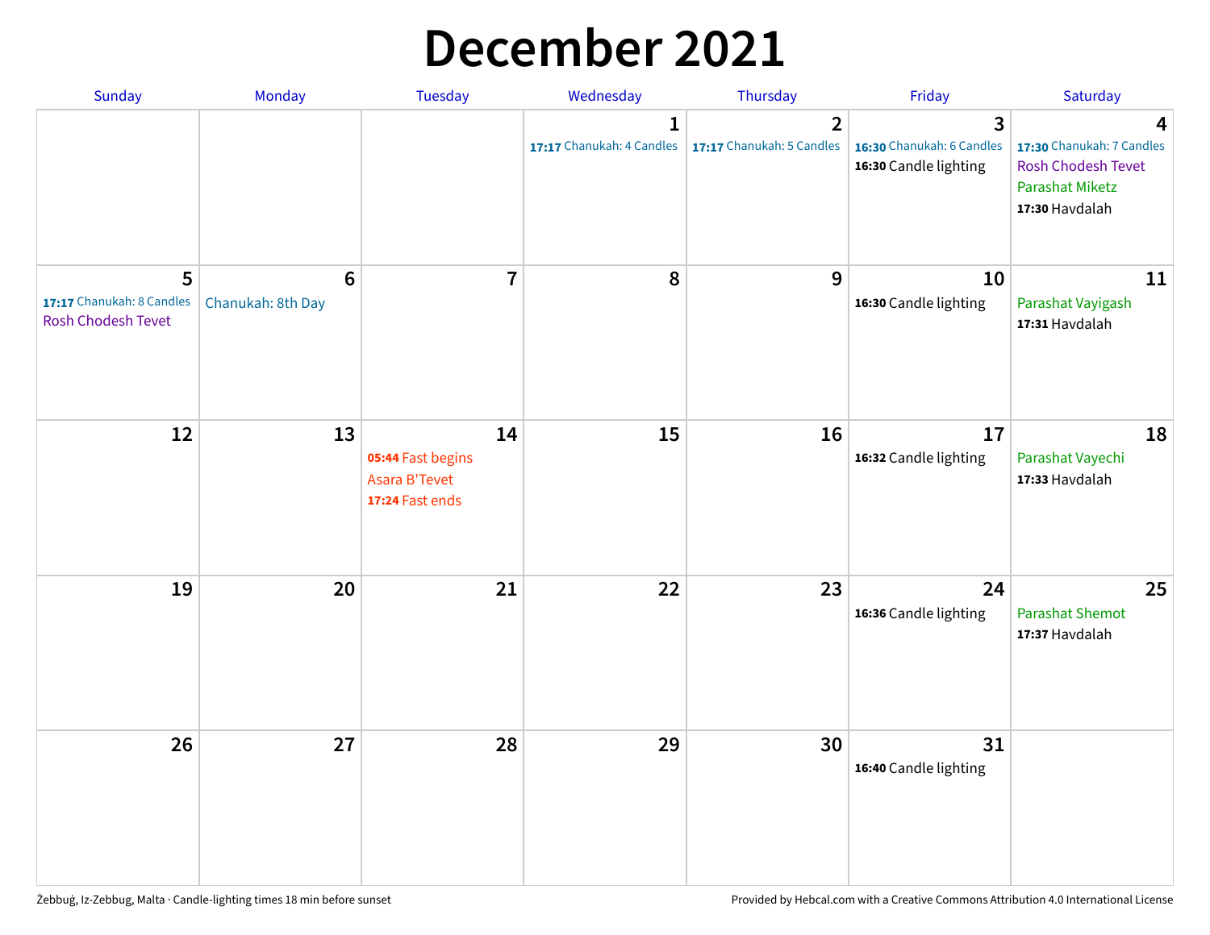# December 2021

| Sunday | Monday | Tuesday | Wednesday | Thursday | Friday | Saturday |
|---|---|---|---|---|---|---|
| | | | 1<br>**17:17** Chanukah: 4 Candles | 2<br>**17:17** Chanukah: 5 Candles | 3<br>**16:30** Chanukah: 6 Candles<br>**16:30** Candle lighting | 4<br>**17:30** Chanukah: 7 Candles<br>Rosh Chodesh Tevet<br>Parashat Miketz<br>**17:30** Havdalah |
| 5<br>**17:17** Chanukah: 8 Candles<br>Rosh Chodesh Tevet | 6<br>Chanukah: 8th Day | 7 | 8 | 9 | 10<br>**16:30** Candle lighting | 11<br>Parashat Vayigash<br>**17:31** Havdalah |
| 12 | 13 | 14<br>**05:44** Fast begins<br>Asara B'Tevet<br>**17:24** Fast ends | 15 | 16 | 17<br>**16:32** Candle lighting | 18<br>Parashat Vayechi<br>**17:33** Havdalah |
| 19 | 20 | 21 | 22 | 23 | 24<br>**16:36** Candle lighting | 25<br>Parashat Shemot<br>**17:37** Havdalah |
| 26 | 27 | 28 | 29 | 30 | 31<br>**16:40** Candle lighting | |

Żebbuġ, Iz-Zebbug, Malta · Candle-lighting times 18 min before sunset

Provided by Hebcal.com with a Creative Commons Attribution 4.0 International License